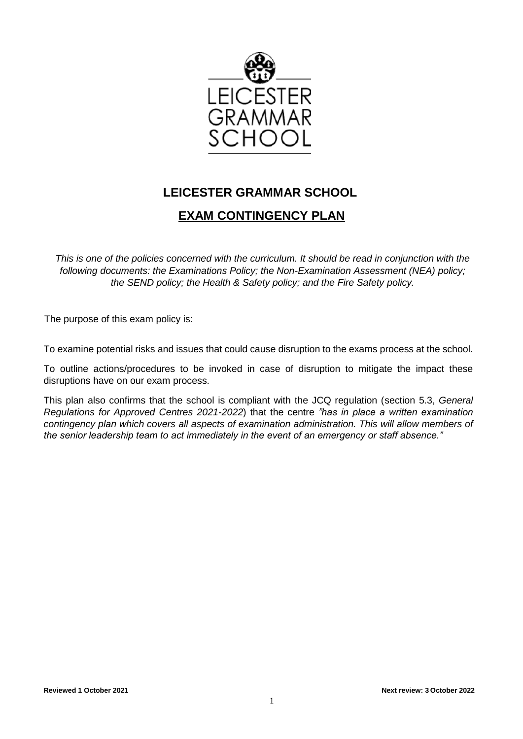# LEICESTER GRAMMAR SCHOOL

## EXAM CONTINGENCY PLAN

*This is one of the policies concerned with the curriculum. It should be read in conjunction with the following documents: the Examinations Policy; the Non-Examination Assessment (NEA) policy; the SEND policy; the Health & Safety policy; and the Fire Safety policy.*

The purpose of this exam policy is:

To examine potential risks and issues that could cause disruption to the exams process at the school.

To outline actions/procedures to be invoked in case of disruption to mitigate the impact these disruptions have on our exam process.

This plan also confirms that the school is compliant with the JCQ regulation (section 5.3, *General Regulations for Approved Centres 2021-2022*) that the centre *"has in place a written examination contingency plan which covers all aspects of examination administration. This will allow members of the senior leadership team to act immediately in the event of an emergency or staff absence."*

**Reviewed 1 October 2021** **Next review: 3 October 2022**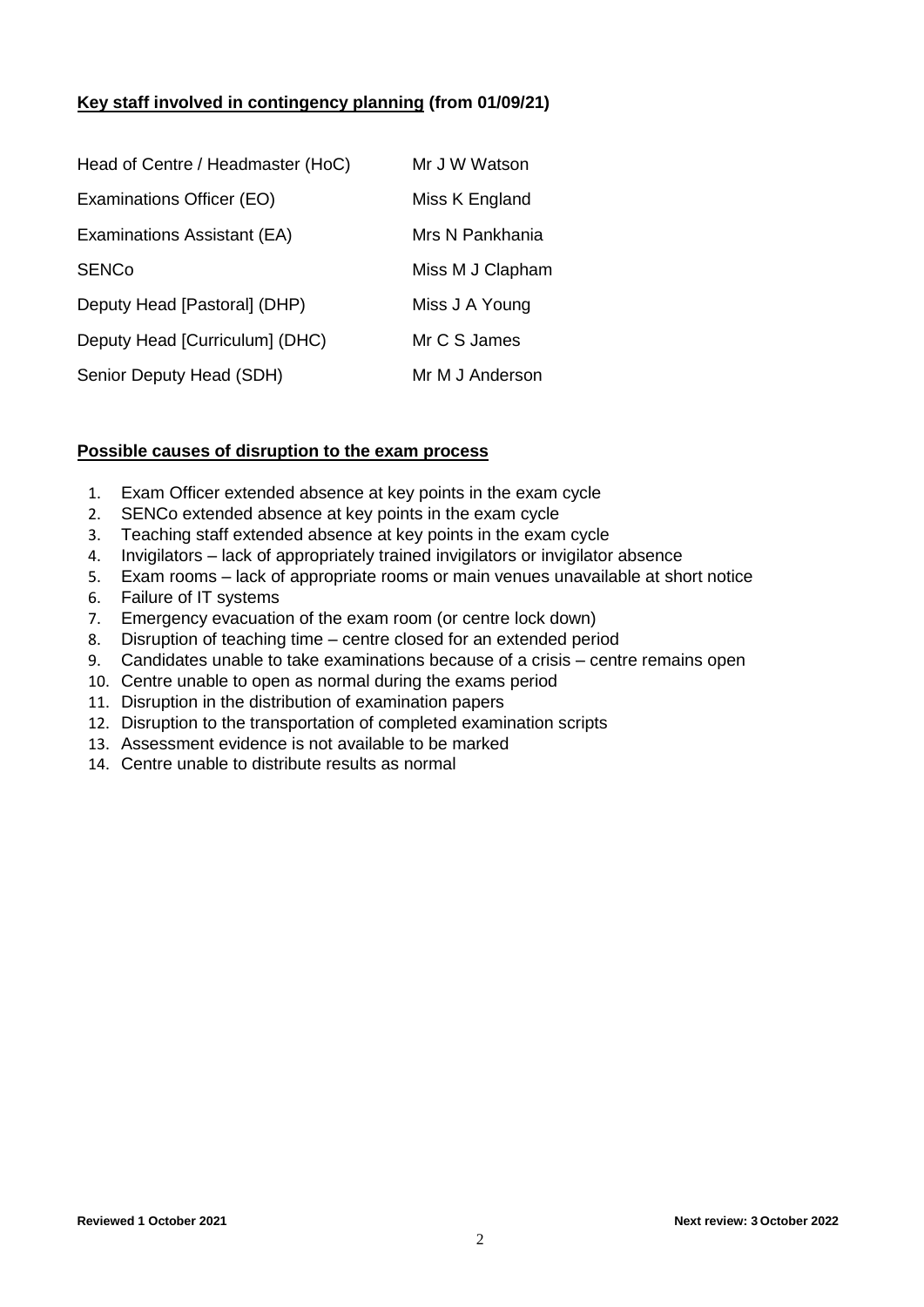**Key staff involved in contingency planning (from 01/09/21)**

| | |
|---|---|
| Head of Centre / Headmaster (HoC) | Mr J W Watson |
| Examinations Officer (EO) | Miss K England |
| Examinations Assistant (EA) | Mrs N Pankhania |
| SENCo | Miss M J Clapham |
| Deputy Head [Pastoral] (DHP) | Miss J A Young |
| Deputy Head [Curriculum] (DHC) | Mr C S James |
| Senior Deputy Head (SDH) | Mr M J Anderson |

**Possible causes of disruption to the exam process**

1. Exam Officer extended absence at key points in the exam cycle
2. SENCo extended absence at key points in the exam cycle
3. Teaching staff extended absence at key points in the exam cycle
4. Invigilators – lack of appropriately trained invigilators or invigilator absence
5. Exam rooms – lack of appropriate rooms or main venues unavailable at short notice
6. Failure of IT systems
7. Emergency evacuation of the exam room (or centre lock down)
8. Disruption of teaching time – centre closed for an extended period
9. Candidates unable to take examinations because of a crisis – centre remains open
10. Centre unable to open as normal during the exams period
11. Disruption in the distribution of examination papers
12. Disruption to the transportation of completed examination scripts
13. Assessment evidence is not available to be marked
14. Centre unable to distribute results as normal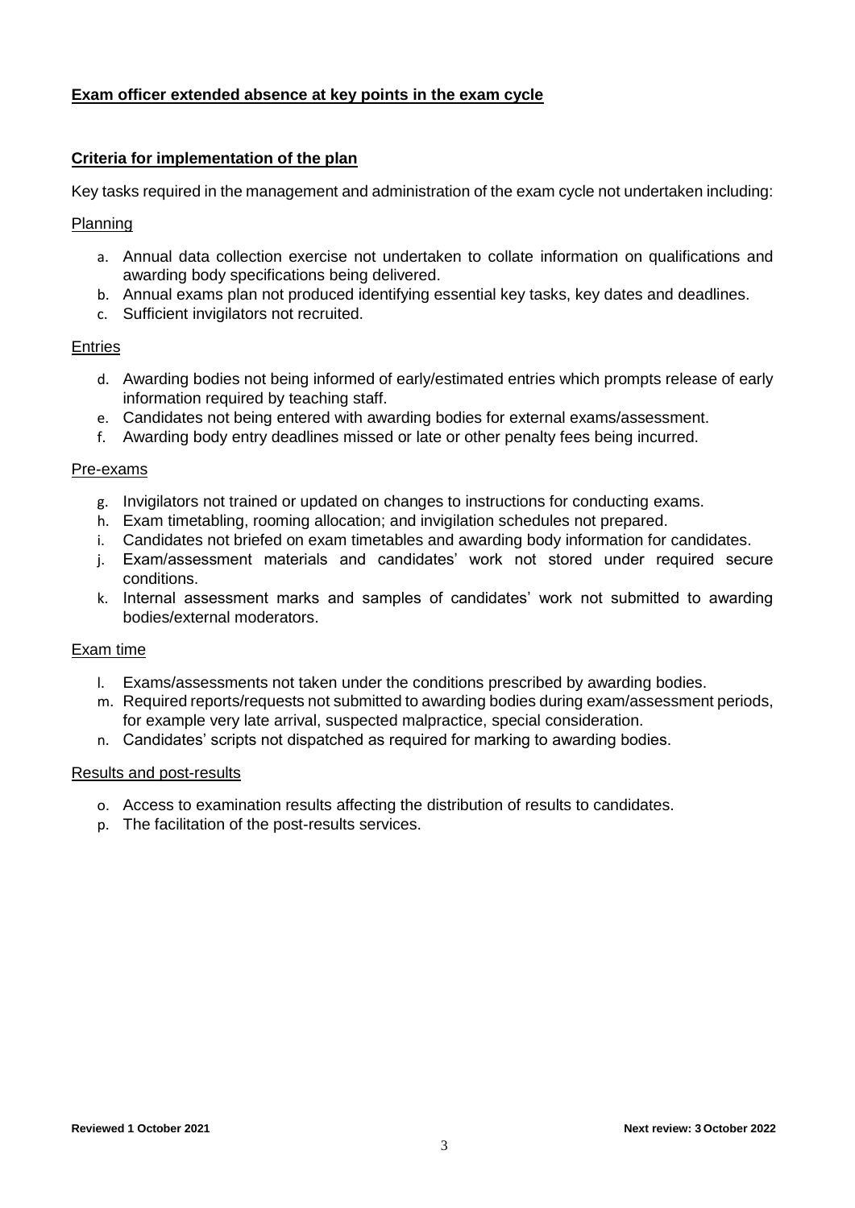**Exam officer extended absence at key points in the exam cycle**

**Criteria for implementation of the plan**

Key tasks required in the management and administration of the exam cycle not undertaken including:

Planning

a. Annual data collection exercise not undertaken to collate information on qualifications and awarding body specifications being delivered.
b. Annual exams plan not produced identifying essential key tasks, key dates and deadlines.
c. Sufficient invigilators not recruited.

Entries

d. Awarding bodies not being informed of early/estimated entries which prompts release of early information required by teaching staff.
e. Candidates not being entered with awarding bodies for external exams/assessment.
f. Awarding body entry deadlines missed or late or other penalty fees being incurred.

Pre-exams

g. Invigilators not trained or updated on changes to instructions for conducting exams.
h. Exam timetabling, rooming allocation; and invigilation schedules not prepared.
i. Candidates not briefed on exam timetables and awarding body information for candidates.
j. Exam/assessment materials and candidates' work not stored under required secure conditions.
k. Internal assessment marks and samples of candidates' work not submitted to awarding bodies/external moderators.

Exam time

l. Exams/assessments not taken under the conditions prescribed by awarding bodies.
m. Required reports/requests not submitted to awarding bodies during exam/assessment periods, for example very late arrival, suspected malpractice, special consideration.
n. Candidates' scripts not dispatched as required for marking to awarding bodies.

Results and post-results

o. Access to examination results affecting the distribution of results to candidates.
p. The facilitation of the post-results services.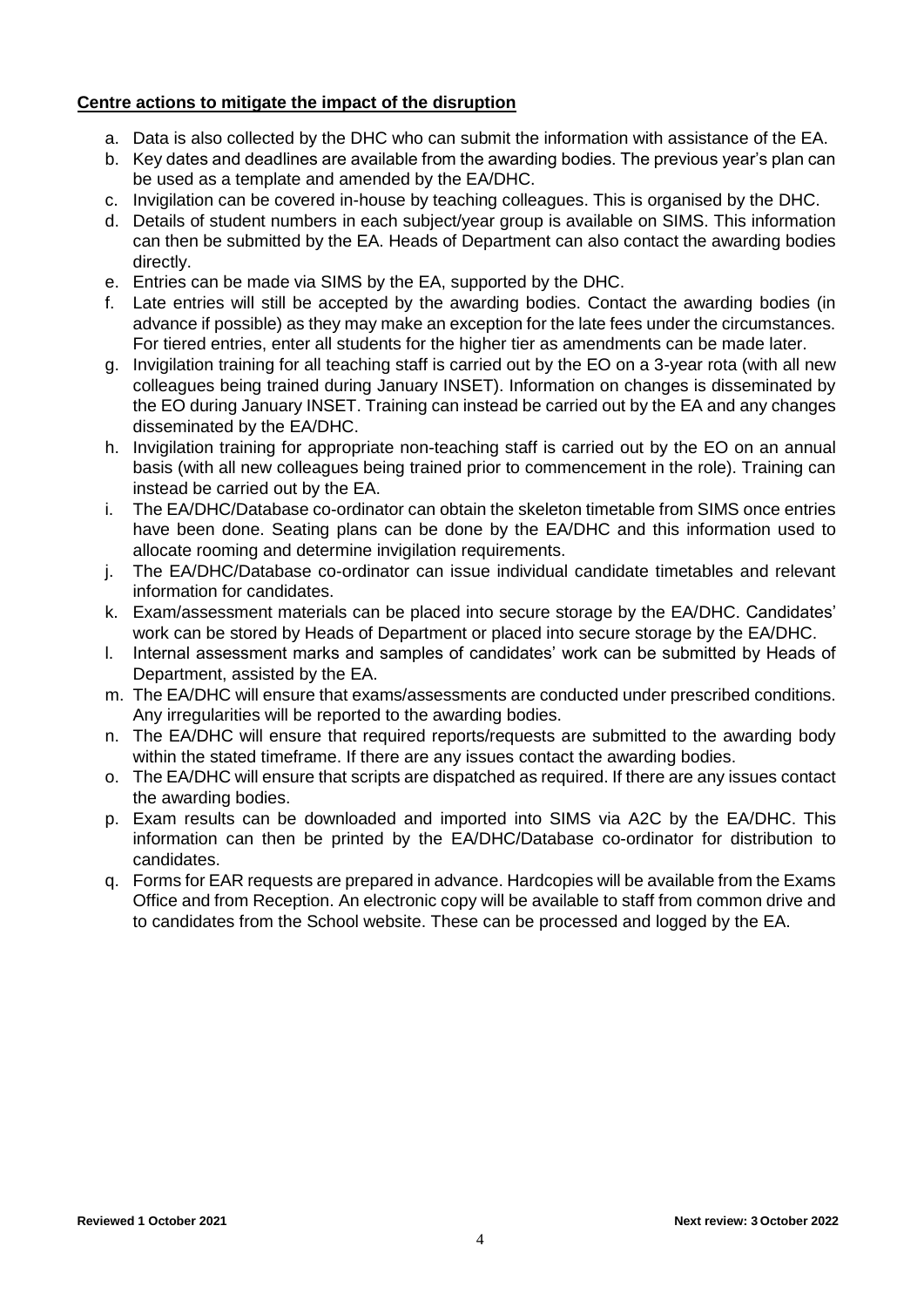**Centre actions to mitigate the impact of the disruption**

a. Data is also collected by the DHC who can submit the information with assistance of the EA.
b. Key dates and deadlines are available from the awarding bodies. The previous year's plan can be used as a template and amended by the EA/DHC.
c. Invigilation can be covered in-house by teaching colleagues. This is organised by the DHC.
d. Details of student numbers in each subject/year group is available on SIMS. This information can then be submitted by the EA. Heads of Department can also contact the awarding bodies directly.
e. Entries can be made via SIMS by the EA, supported by the DHC.
f. Late entries will still be accepted by the awarding bodies. Contact the awarding bodies (in advance if possible) as they may make an exception for the late fees under the circumstances. For tiered entries, enter all students for the higher tier as amendments can be made later.
g. Invigilation training for all teaching staff is carried out by the EO on a 3-year rota (with all new colleagues being trained during January INSET). Information on changes is disseminated by the EO during January INSET. Training can instead be carried out by the EA and any changes disseminated by the EA/DHC.
h. Invigilation training for appropriate non-teaching staff is carried out by the EO on an annual basis (with all new colleagues being trained prior to commencement in the role). Training can instead be carried out by the EA.
i. The EA/DHC/Database co-ordinator can obtain the skeleton timetable from SIMS once entries have been done. Seating plans can be done by the EA/DHC and this information used to allocate rooming and determine invigilation requirements.
j. The EA/DHC/Database co-ordinator can issue individual candidate timetables and relevant information for candidates.
k. Exam/assessment materials can be placed into secure storage by the EA/DHC. Candidates' work can be stored by Heads of Department or placed into secure storage by the EA/DHC.
l. Internal assessment marks and samples of candidates' work can be submitted by Heads of Department, assisted by the EA.
m. The EA/DHC will ensure that exams/assessments are conducted under prescribed conditions. Any irregularities will be reported to the awarding bodies.
n. The EA/DHC will ensure that required reports/requests are submitted to the awarding body within the stated timeframe. If there are any issues contact the awarding bodies.
o. The EA/DHC will ensure that scripts are dispatched as required. If there are any issues contact the awarding bodies.
p. Exam results can be downloaded and imported into SIMS via A2C by the EA/DHC. This information can then be printed by the EA/DHC/Database co-ordinator for distribution to candidates.
q. Forms for EAR requests are prepared in advance. Hardcopies will be available from the Exams Office and from Reception. An electronic copy will be available to staff from common drive and to candidates from the School website. These can be processed and logged by the EA.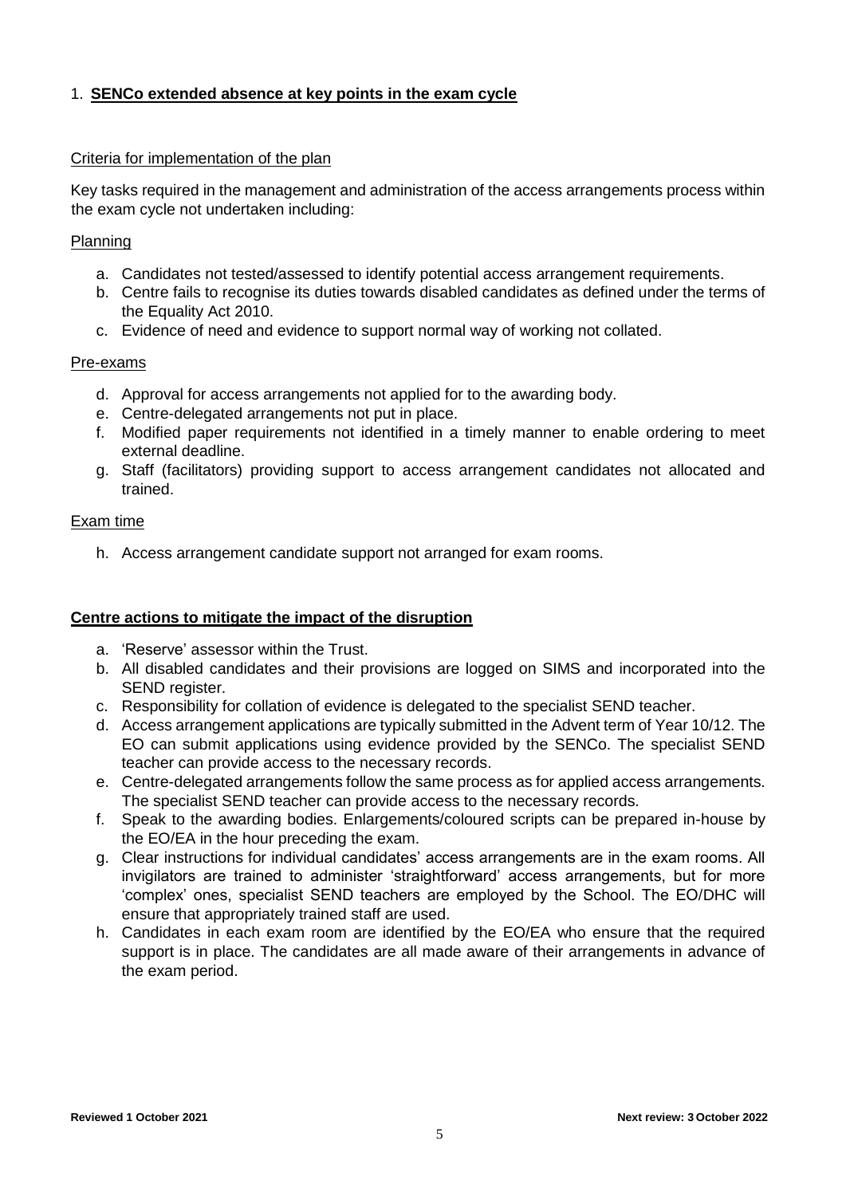## 1. **SENCo extended absence at key points in the exam cycle**

Criteria for implementation of the plan

Key tasks required in the management and administration of the access arrangements process within the exam cycle not undertaken including:

Planning

a. Candidates not tested/assessed to identify potential access arrangement requirements.
b. Centre fails to recognise its duties towards disabled candidates as defined under the terms of the Equality Act 2010.
c. Evidence of need and evidence to support normal way of working not collated.

Pre-exams

d. Approval for access arrangements not applied for to the awarding body.
e. Centre-delegated arrangements not put in place.
f. Modified paper requirements not identified in a timely manner to enable ordering to meet external deadline.
g. Staff (facilitators) providing support to access arrangement candidates not allocated and trained.

Exam time

h. Access arrangement candidate support not arranged for exam rooms.

**Centre actions to mitigate the impact of the disruption**

a. 'Reserve' assessor within the Trust.
b. All disabled candidates and their provisions are logged on SIMS and incorporated into the SEND register.
c. Responsibility for collation of evidence is delegated to the specialist SEND teacher.
d. Access arrangement applications are typically submitted in the Advent term of Year 10/12. The EO can submit applications using evidence provided by the SENCo. The specialist SEND teacher can provide access to the necessary records.
e. Centre-delegated arrangements follow the same process as for applied access arrangements. The specialist SEND teacher can provide access to the necessary records.
f. Speak to the awarding bodies. Enlargements/coloured scripts can be prepared in-house by the EO/EA in the hour preceding the exam.
g. Clear instructions for individual candidates' access arrangements are in the exam rooms. All invigilators are trained to administer 'straightforward' access arrangements, but for more 'complex' ones, specialist SEND teachers are employed by the School. The EO/DHC will ensure that appropriately trained staff are used.
h. Candidates in each exam room are identified by the EO/EA who ensure that the required support is in place. The candidates are all made aware of their arrangements in advance of the exam period.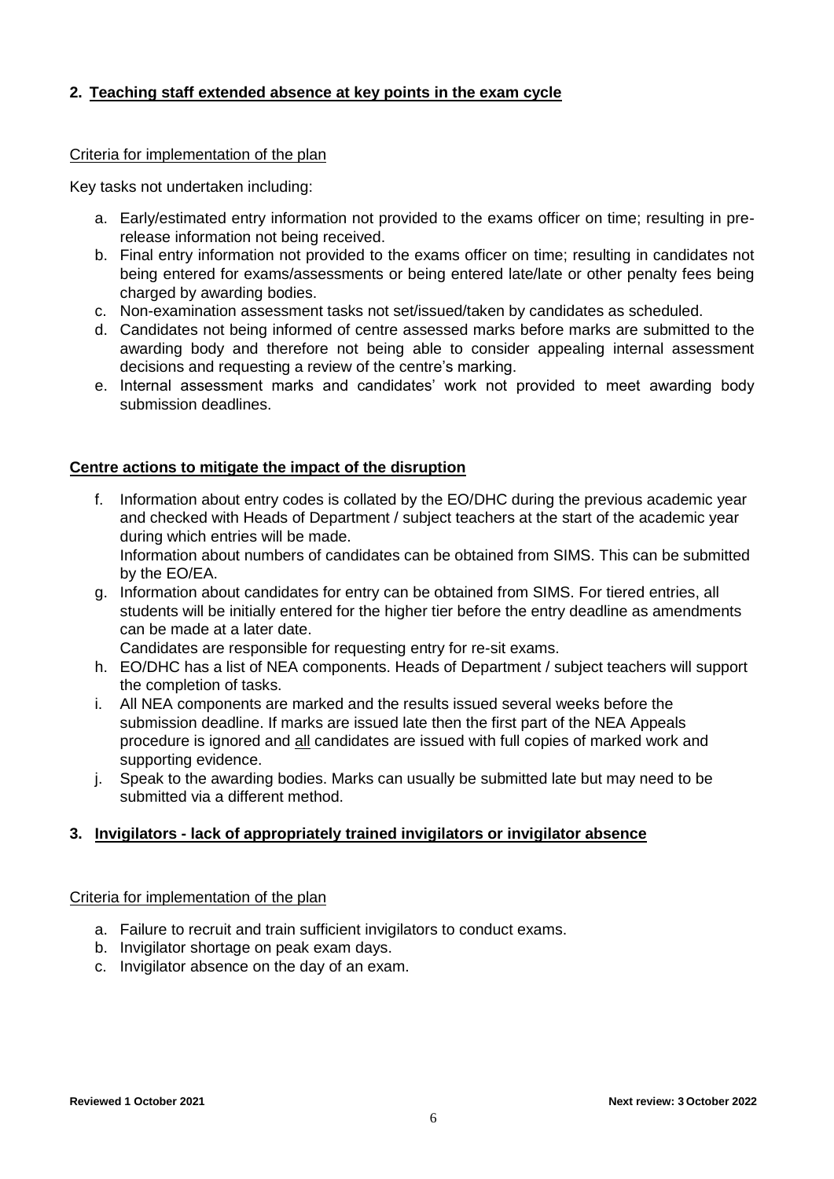## 2. Teaching staff extended absence at key points in the exam cycle

Criteria for implementation of the plan

Key tasks not undertaken including:

a. Early/estimated entry information not provided to the exams officer on time; resulting in pre-release information not being received.
b. Final entry information not provided to the exams officer on time; resulting in candidates not being entered for exams/assessments or being entered late/late or other penalty fees being charged by awarding bodies.
c. Non-examination assessment tasks not set/issued/taken by candidates as scheduled.
d. Candidates not being informed of centre assessed marks before marks are submitted to the awarding body and therefore not being able to consider appealing internal assessment decisions and requesting a review of the centre's marking.
e. Internal assessment marks and candidates' work not provided to meet awarding body submission deadlines.

**Centre actions to mitigate the impact of the disruption**

f. Information about entry codes is collated by the EO/DHC during the previous academic year and checked with Heads of Department / subject teachers at the start of the academic year during which entries will be made.
   Information about numbers of candidates can be obtained from SIMS. This can be submitted by the EO/EA.
g. Information about candidates for entry can be obtained from SIMS. For tiered entries, all students will be initially entered for the higher tier before the entry deadline as amendments can be made at a later date.
   Candidates are responsible for requesting entry for re-sit exams.
h. EO/DHC has a list of NEA components. Heads of Department / subject teachers will support the completion of tasks.
i. All NEA components are marked and the results issued several weeks before the submission deadline. If marks are issued late then the first part of the NEA Appeals procedure is ignored and all candidates are issued with full copies of marked work and supporting evidence.
j. Speak to the awarding bodies. Marks can usually be submitted late but may need to be submitted via a different method.

## 3. Invigilators - lack of appropriately trained invigilators or invigilator absence

Criteria for implementation of the plan

a. Failure to recruit and train sufficient invigilators to conduct exams.
b. Invigilator shortage on peak exam days.
c. Invigilator absence on the day of an exam.

**Reviewed 1 October 2021** **Next review: 3 October 2022**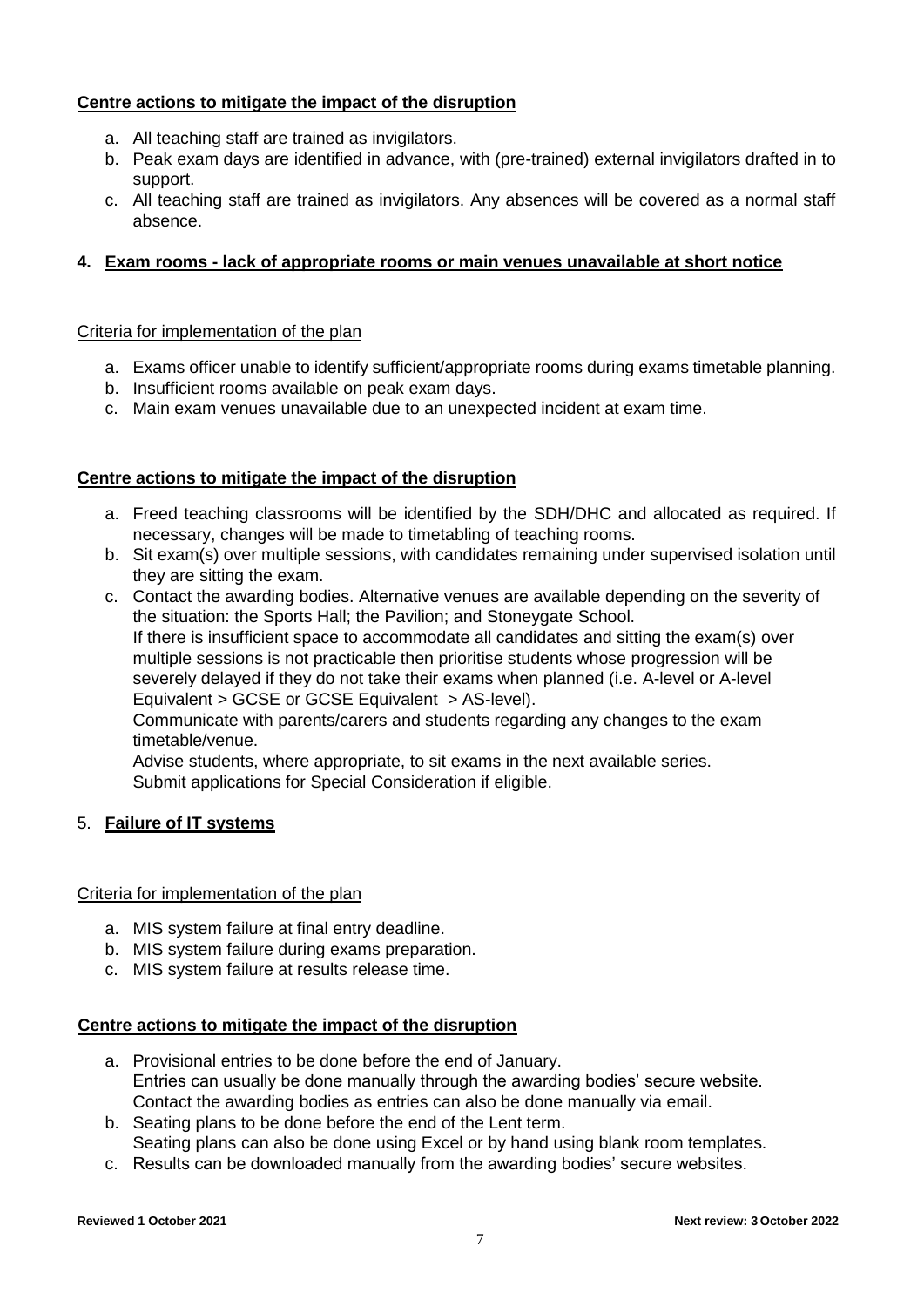**Centre actions to mitigate the impact of the disruption**

a. All teaching staff are trained as invigilators.
b. Peak exam days are identified in advance, with (pre-trained) external invigilators drafted in to support.
c. All teaching staff are trained as invigilators. Any absences will be covered as a normal staff absence.

## 4. Exam rooms - lack of appropriate rooms or main venues unavailable at short notice

Criteria for implementation of the plan

a. Exams officer unable to identify sufficient/appropriate rooms during exams timetable planning.
b. Insufficient rooms available on peak exam days.
c. Main exam venues unavailable due to an unexpected incident at exam time.

**Centre actions to mitigate the impact of the disruption**

a. Freed teaching classrooms will be identified by the SDH/DHC and allocated as required. If necessary, changes will be made to timetabling of teaching rooms.
b. Sit exam(s) over multiple sessions, with candidates remaining under supervised isolation until they are sitting the exam.
c. Contact the awarding bodies. Alternative venues are available depending on the severity of the situation: the Sports Hall; the Pavilion; and Stoneygate School.
   If there is insufficient space to accommodate all candidates and sitting the exam(s) over multiple sessions is not practicable then prioritise students whose progression will be severely delayed if they do not take their exams when planned (i.e. A-level or A-level Equivalent > GCSE or GCSE Equivalent > AS-level).
   Communicate with parents/carers and students regarding any changes to the exam timetable/venue.
   Advise students, where appropriate, to sit exams in the next available series.
   Submit applications for Special Consideration if eligible.

## 5. Failure of IT systems

Criteria for implementation of the plan

a. MIS system failure at final entry deadline.
b. MIS system failure during exams preparation.
c. MIS system failure at results release time.

**Centre actions to mitigate the impact of the disruption**

a. Provisional entries to be done before the end of January.
   Entries can usually be done manually through the awarding bodies' secure website.
   Contact the awarding bodies as entries can also be done manually via email.
b. Seating plans to be done before the end of the Lent term.
   Seating plans can also be done using Excel or by hand using blank room templates.
c. Results can be downloaded manually from the awarding bodies' secure websites.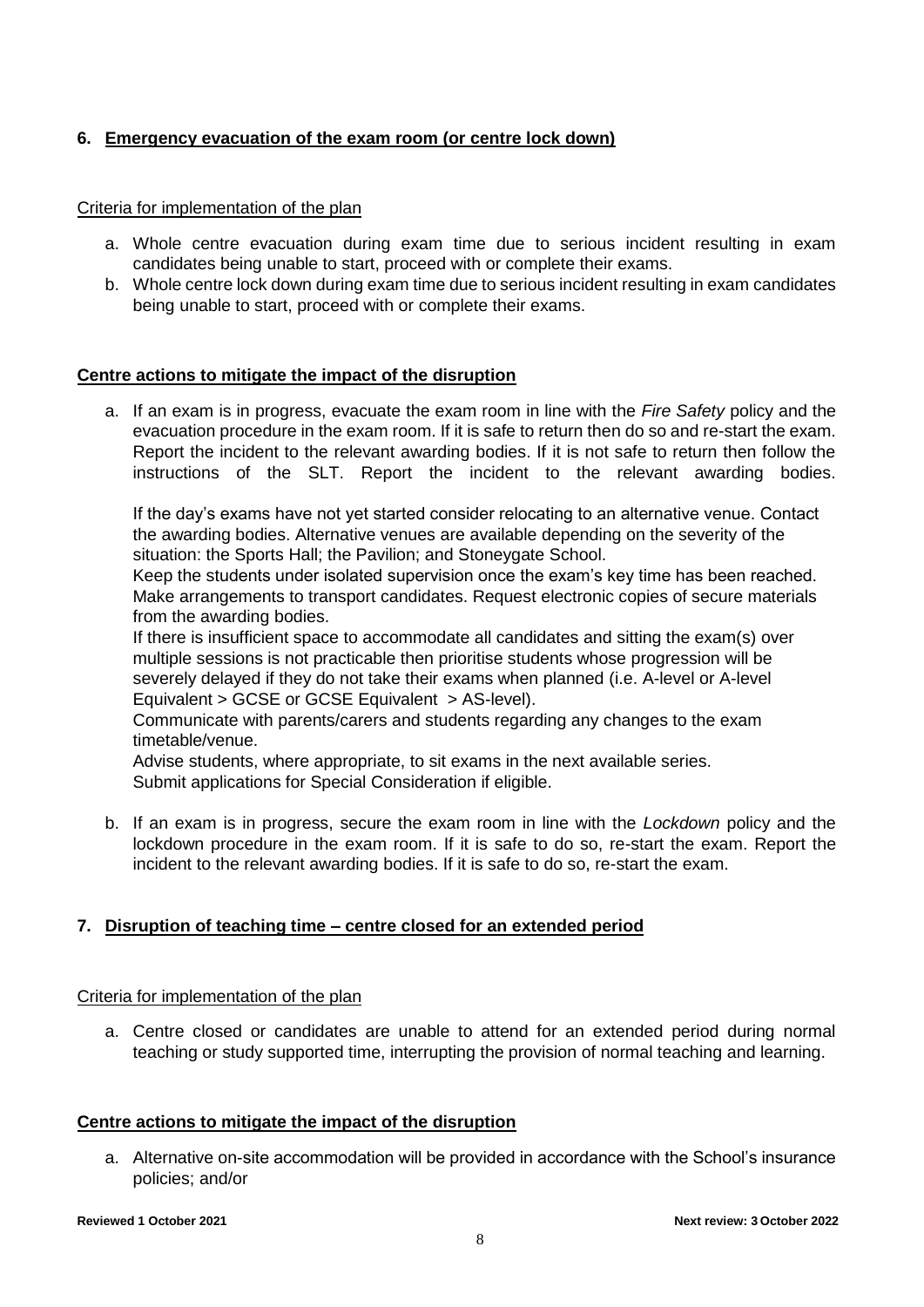## 6. Emergency evacuation of the exam room (or centre lock down)

Criteria for implementation of the plan

a. Whole centre evacuation during exam time due to serious incident resulting in exam candidates being unable to start, proceed with or complete their exams.
b. Whole centre lock down during exam time due to serious incident resulting in exam candidates being unable to start, proceed with or complete their exams.

**Centre actions to mitigate the impact of the disruption**

a. If an exam is in progress, evacuate the exam room in line with the *Fire Safety* policy and the evacuation procedure in the exam room. If it is safe to return then do so and re-start the exam. Report the incident to the relevant awarding bodies. If it is not safe to return then follow the instructions of the SLT. Report the incident to the relevant awarding bodies.

   If the day's exams have not yet started consider relocating to an alternative venue. Contact the awarding bodies. Alternative venues are available depending on the severity of the situation: the Sports Hall; the Pavilion; and Stoneygate School.
   Keep the students under isolated supervision once the exam's key time has been reached. Make arrangements to transport candidates. Request electronic copies of secure materials from the awarding bodies.
   If there is insufficient space to accommodate all candidates and sitting the exam(s) over multiple sessions is not practicable then prioritise students whose progression will be severely delayed if they do not take their exams when planned (i.e. A-level or A-level Equivalent > GCSE or GCSE Equivalent > AS-level).
   Communicate with parents/carers and students regarding any changes to the exam timetable/venue.
   Advise students, where appropriate, to sit exams in the next available series.
   Submit applications for Special Consideration if eligible.

b. If an exam is in progress, secure the exam room in line with the *Lockdown* policy and the lockdown procedure in the exam room. If it is safe to do so, re-start the exam. Report the incident to the relevant awarding bodies. If it is safe to do so, re-start the exam.

## 7. Disruption of teaching time – centre closed for an extended period

Criteria for implementation of the plan

a. Centre closed or candidates are unable to attend for an extended period during normal teaching or study supported time, interrupting the provision of normal teaching and learning.

**Centre actions to mitigate the impact of the disruption**

a. Alternative on-site accommodation will be provided in accordance with the School's insurance policies; and/or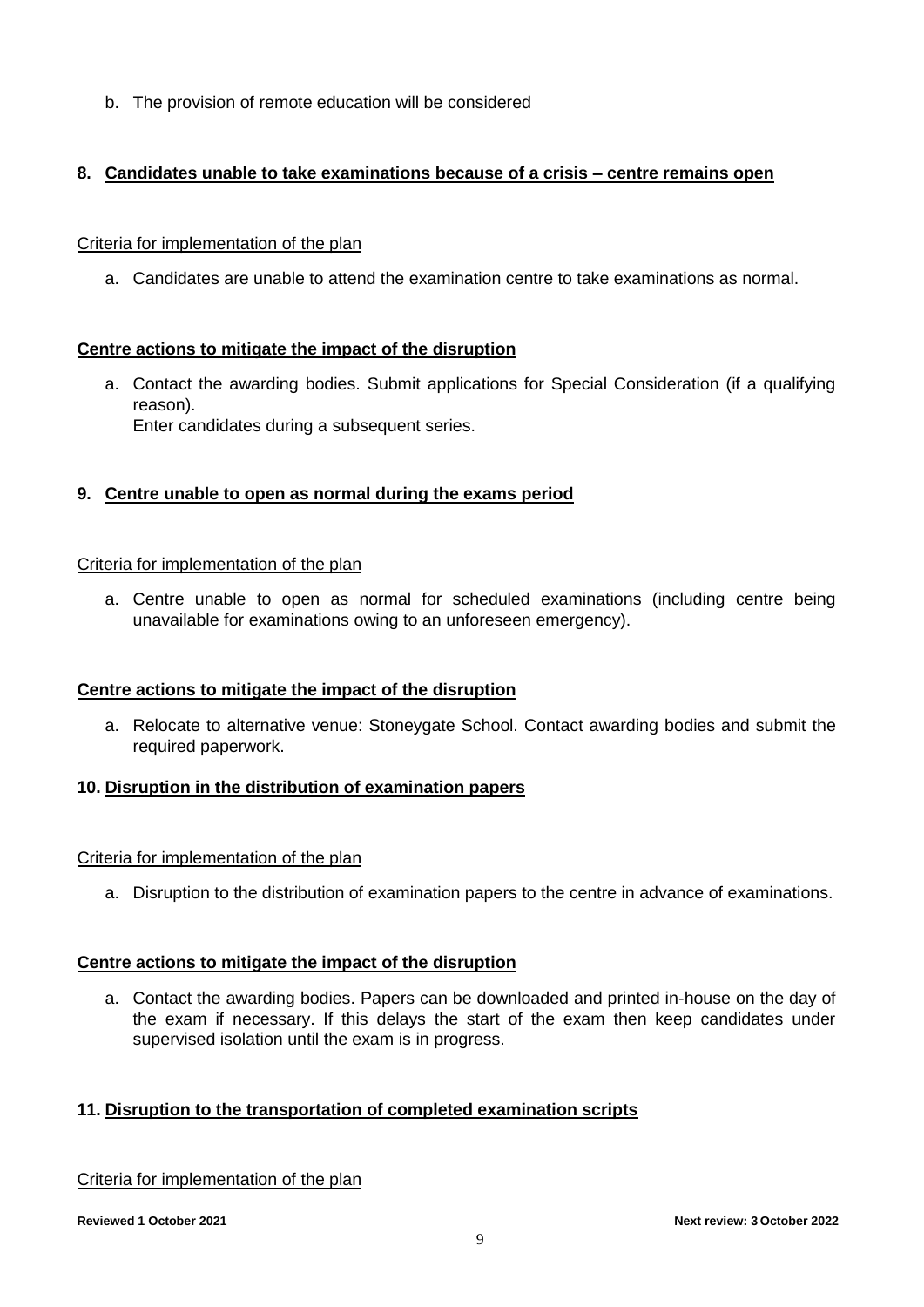b. The provision of remote education will be considered

## 8. Candidates unable to take examinations because of a crisis – centre remains open

Criteria for implementation of the plan

a. Candidates are unable to attend the examination centre to take examinations as normal.

**Centre actions to mitigate the impact of the disruption**

a. Contact the awarding bodies. Submit applications for Special Consideration (if a qualifying reason).
   Enter candidates during a subsequent series.

## 9. Centre unable to open as normal during the exams period

Criteria for implementation of the plan

a. Centre unable to open as normal for scheduled examinations (including centre being unavailable for examinations owing to an unforeseen emergency).

**Centre actions to mitigate the impact of the disruption**

a. Relocate to alternative venue: Stoneygate School. Contact awarding bodies and submit the required paperwork.

## 10. Disruption in the distribution of examination papers

Criteria for implementation of the plan

a. Disruption to the distribution of examination papers to the centre in advance of examinations.

**Centre actions to mitigate the impact of the disruption**

a. Contact the awarding bodies. Papers can be downloaded and printed in-house on the day of the exam if necessary. If this delays the start of the exam then keep candidates under supervised isolation until the exam is in progress.

## 11. Disruption to the transportation of completed examination scripts

Criteria for implementation of the plan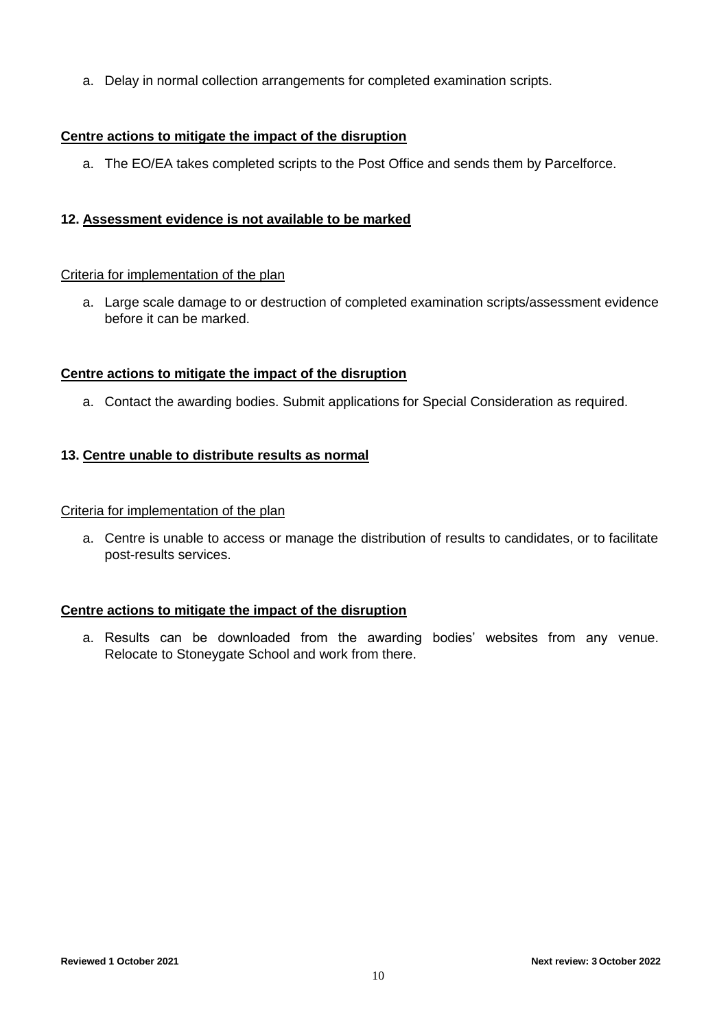a. Delay in normal collection arrangements for completed examination scripts.

**Centre actions to mitigate the impact of the disruption**

a. The EO/EA takes completed scripts to the Post Office and sends them by Parcelforce.

## 12. Assessment evidence is not available to be marked

Criteria for implementation of the plan

a. Large scale damage to or destruction of completed examination scripts/assessment evidence before it can be marked.

**Centre actions to mitigate the impact of the disruption**

a. Contact the awarding bodies. Submit applications for Special Consideration as required.

## 13. Centre unable to distribute results as normal

Criteria for implementation of the plan

a. Centre is unable to access or manage the distribution of results to candidates, or to facilitate post-results services.

**Centre actions to mitigate the impact of the disruption**

a. Results can be downloaded from the awarding bodies' websites from any venue. Relocate to Stoneygate School and work from there.